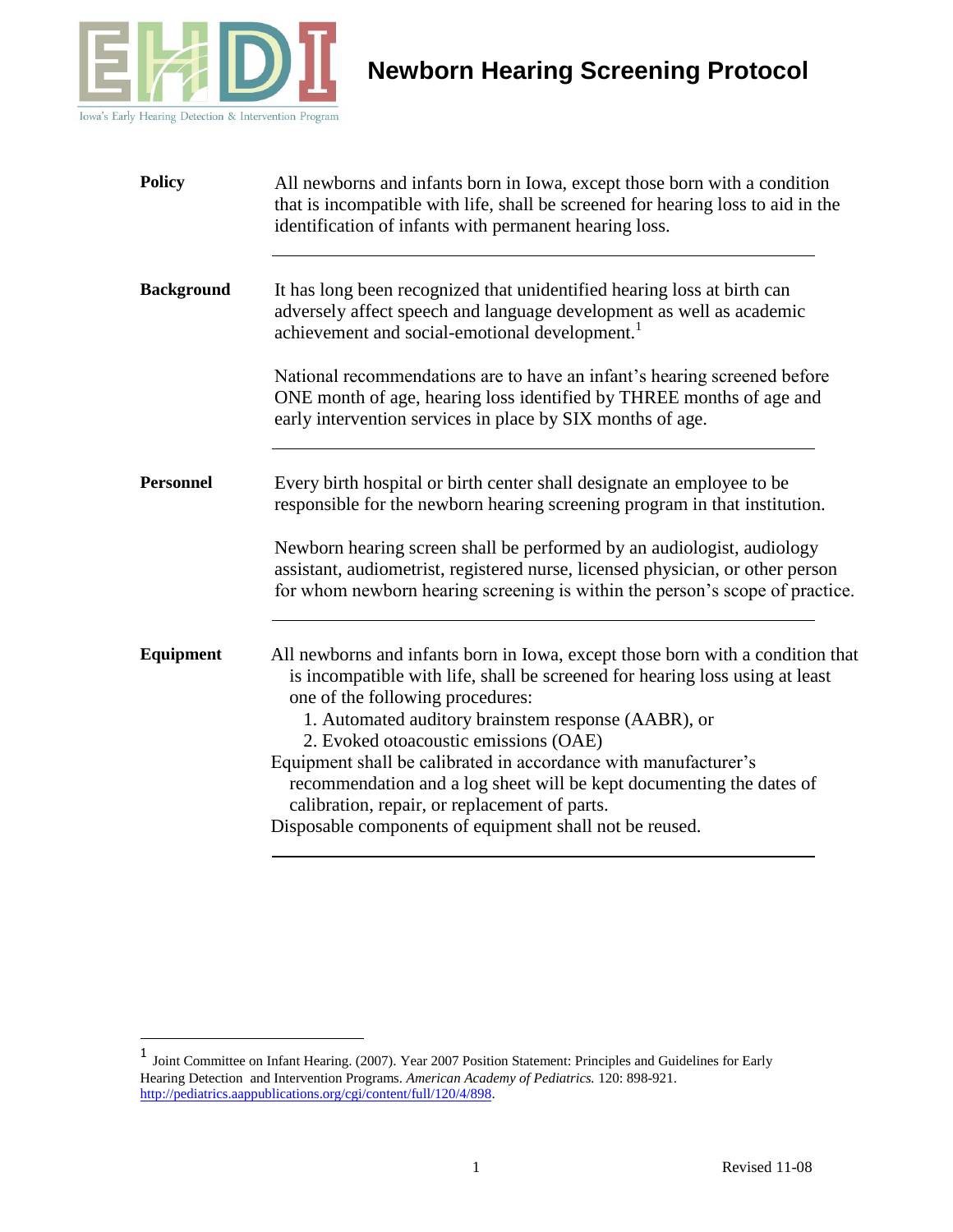# Newborn Hearing Screening Protocol

Iowa's Early Hearing Detection & Intervention Program

**Policy**

All newborns and infants born in Iowa, except those born with a condition that is incompatible with life, shall be screened for hearing loss to aid in the identification of infants with permanent hearing loss.

---

**Background**

It has long been recognized that unidentified hearing loss at birth can adversely affect speech and language development as well as academic achievement and social-emotional development.[1]

National recommendations are to have an infant's hearing screened before ONE month of age, hearing loss identified by THREE months of age and early intervention services in place by SIX months of age.

---

**Personnel**

Every birth hospital or birth center shall designate an employee to be responsible for the newborn hearing screening program in that institution.

Newborn hearing screen shall be performed by an audiologist, audiology assistant, audiometrist, registered nurse, licensed physician, or other person for whom newborn hearing screening is within the person's scope of practice.

---

**Equipment**

All newborns and infants born in Iowa, except those born with a condition that is incompatible with life, shall be screened for hearing loss using at least one of the following procedures:

1. Automated auditory brainstem response (AABR), or
2. Evoked otoacoustic emissions (OAE)

Equipment shall be calibrated in accordance with manufacturer's recommendation and a log sheet will be kept documenting the dates of calibration, repair, or replacement of parts.

Disposable components of equipment shall not be reused.

---

[1] Joint Committee on Infant Hearing. (2007). Year 2007 Position Statement: Principles and Guidelines for Early Hearing Detection and Intervention Programs. *American Academy of Pediatrics.* 120: 898-921. http://pediatrics.aappublications.org/cgi/content/full/120/4/898.

Revised 11-08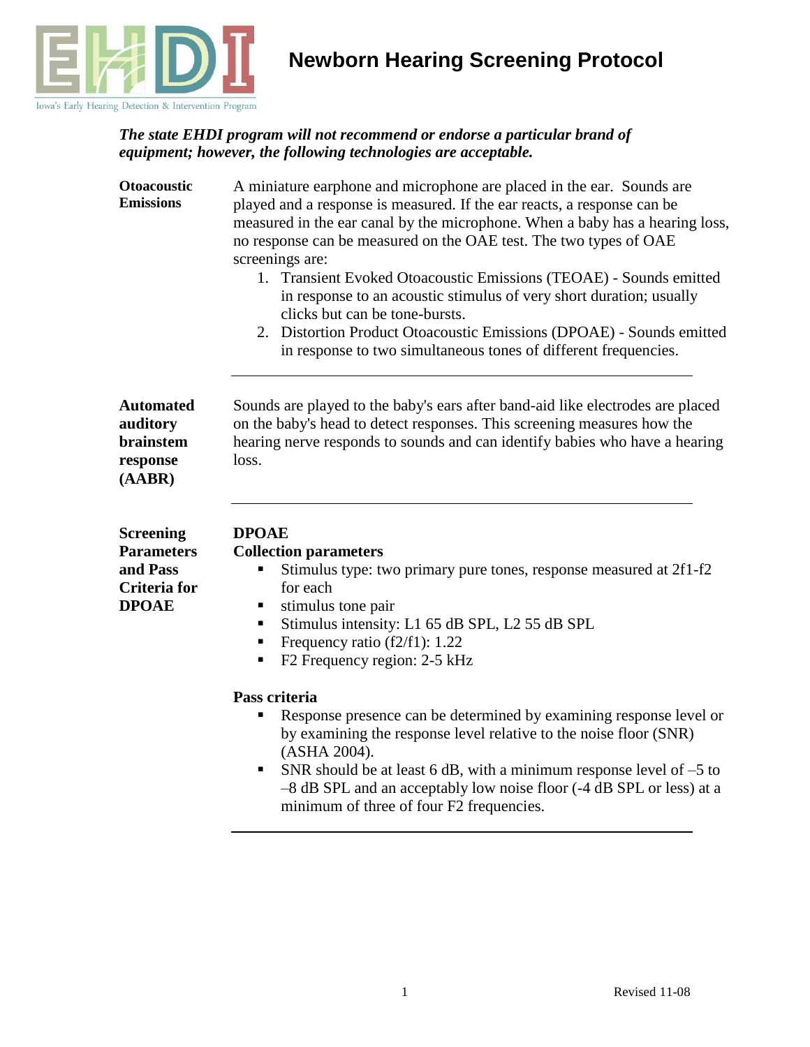# Newborn Hearing Screening Protocol

Iowa's Early Hearing Detection & Intervention Program

***The state EHDI program will not recommend or endorse a particular brand of equipment; however, the following technologies are acceptable.***

**Otoacoustic Emissions**

A miniature earphone and microphone are placed in the ear. Sounds are played and a response is measured. If the ear reacts, a response can be measured in the ear canal by the microphone. When a baby has a hearing loss, no response can be measured on the OAE test. The two types of OAE screenings are:

1. Transient Evoked Otoacoustic Emissions (TEOAE) - Sounds emitted in response to an acoustic stimulus of very short duration; usually clicks but can be tone-bursts.
2. Distortion Product Otoacoustic Emissions (DPOAE) - Sounds emitted in response to two simultaneous tones of different frequencies.

---

**Automated auditory brainstem response (AABR)**

Sounds are played to the baby's ears after band-aid like electrodes are placed on the baby's head to detect responses. This screening measures how the hearing nerve responds to sounds and can identify babies who have a hearing loss.

---

**Screening Parameters and Pass Criteria for DPOAE**

**DPOAE**

**Collection parameters**

- Stimulus type: two primary pure tones, response measured at 2f1-f2 for each
- stimulus tone pair
- Stimulus intensity: L1 65 dB SPL, L2 55 dB SPL
- Frequency ratio (f2/f1): 1.22
- F2 Frequency region: 2-5 kHz

**Pass criteria**

- Response presence can be determined by examining response level or by examining the response level relative to the noise floor (SNR) (ASHA 2004).
- SNR should be at least 6 dB, with a minimum response level of –5 to –8 dB SPL and an acceptably low noise floor (-4 dB SPL or less) at a minimum of three of four F2 frequencies.

---

Revised 11-08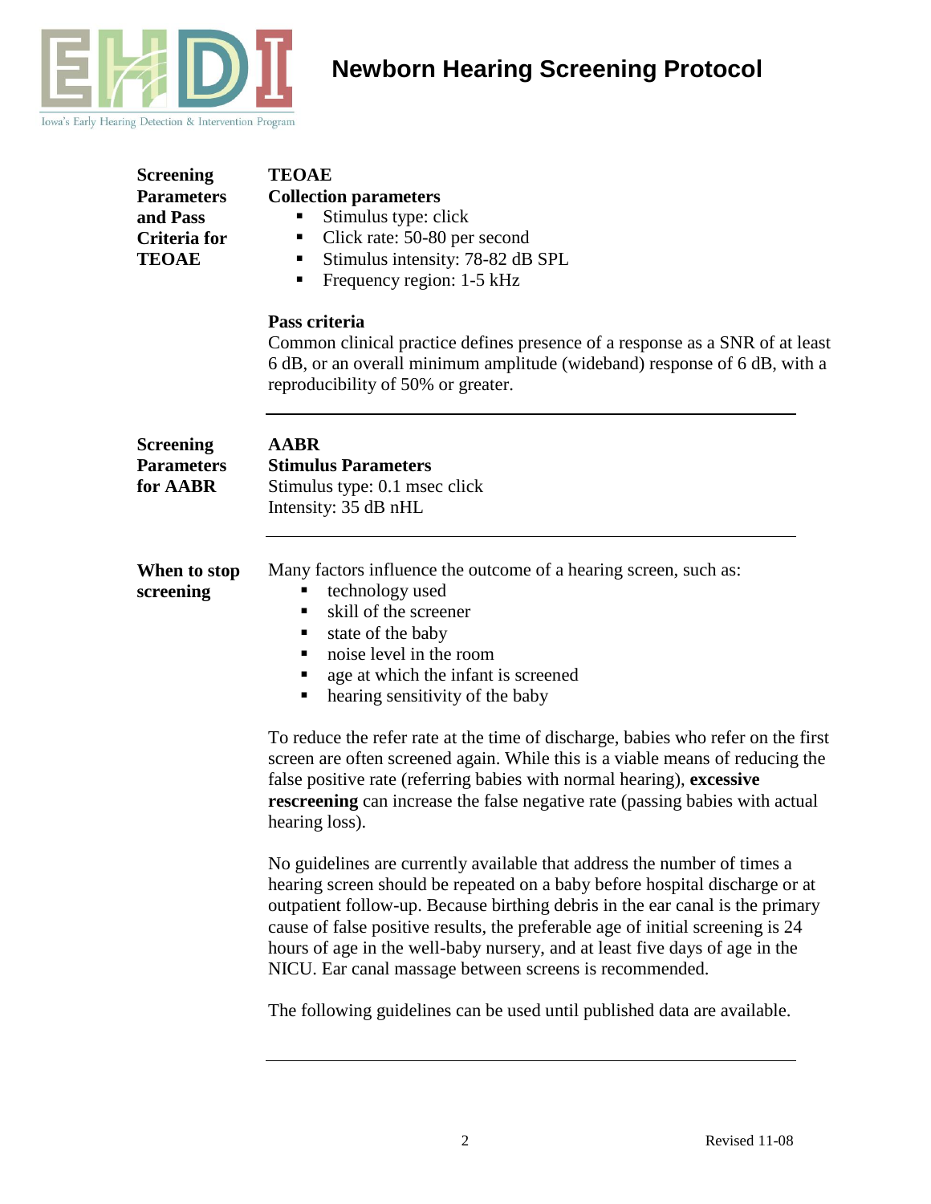# Newborn Hearing Screening Protocol

**Screening Parameters and Pass Criteria for TEOAE**

**TEOAE**

**Collection parameters**

- Stimulus type: click
- Click rate: 50-80 per second
- Stimulus intensity: 78-82 dB SPL
- Frequency region: 1-5 kHz

**Pass criteria**

Common clinical practice defines presence of a response as a SNR of at least 6 dB, or an overall minimum amplitude (wideband) response of 6 dB, with a reproducibility of 50% or greater.

---

**Screening Parameters for AABR**

**AABR**

**Stimulus Parameters**

Stimulus type: 0.1 msec click
Intensity: 35 dB nHL

---

**When to stop screening**

Many factors influence the outcome of a hearing screen, such as:

- technology used
- skill of the screener
- state of the baby
- noise level in the room
- age at which the infant is screened
- hearing sensitivity of the baby

To reduce the refer rate at the time of discharge, babies who refer on the first screen are often screened again. While this is a viable means of reducing the false positive rate (referring babies with normal hearing), **excessive rescreening** can increase the false negative rate (passing babies with actual hearing loss).

No guidelines are currently available that address the number of times a hearing screen should be repeated on a baby before hospital discharge or at outpatient follow-up. Because birthing debris in the ear canal is the primary cause of false positive results, the preferable age of initial screening is 24 hours of age in the well-baby nursery, and at least five days of age in the NICU. Ear canal massage between screens is recommended.

The following guidelines can be used until published data are available.

---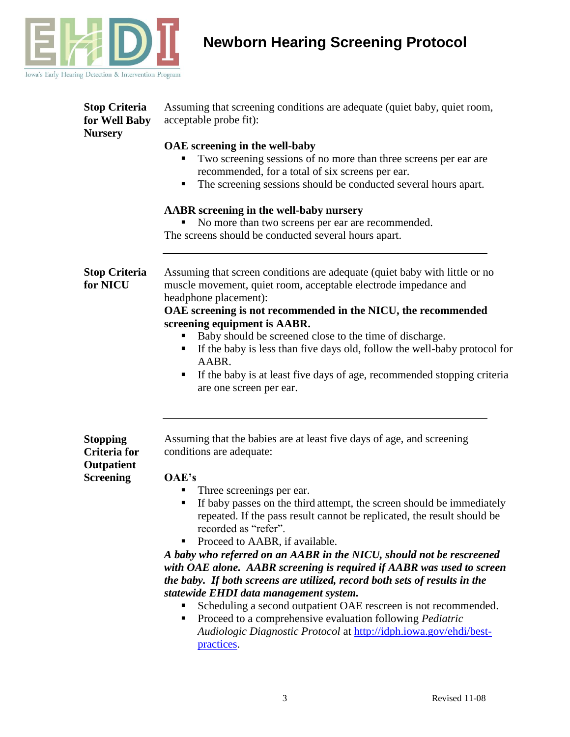# Newborn Hearing Screening Protocol

**Stop Criteria for Well Baby Nursery**

Assuming that screening conditions are adequate (quiet baby, quiet room, acceptable probe fit):

**OAE screening in the well-baby**

- Two screening sessions of no more than three screens per ear are recommended, for a total of six screens per ear.
- The screening sessions should be conducted several hours apart.

**AABR screening in the well-baby nursery**

- No more than two screens per ear are recommended.

The screens should be conducted several hours apart.

---

**Stop Criteria for NICU**

Assuming that screen conditions are adequate (quiet baby with little or no muscle movement, quiet room, acceptable electrode impedance and headphone placement):

**OAE screening is not recommended in the NICU, the recommended screening equipment is AABR.**

- Baby should be screened close to the time of discharge.
- If the baby is less than five days old, follow the well-baby protocol for AABR.
- If the baby is at least five days of age, recommended stopping criteria are one screen per ear.

---

**Stopping Criteria for Outpatient Screening**

Assuming that the babies are at least five days of age, and screening conditions are adequate:

**OAE's**

- Three screenings per ear.
- If baby passes on the third attempt, the screen should be immediately repeated. If the pass result cannot be replicated, the result should be recorded as "refer".
- Proceed to AABR, if available.

***A baby who referred on an AABR in the NICU, should not be rescreened with OAE alone. AABR screening is required if AABR was used to screen the baby. If both screens are utilized, record both sets of results in the statewide EHDI data management system.***

- Scheduling a second outpatient OAE rescreen is not recommended.
- Proceed to a comprehensive evaluation following *Pediatric Audiologic Diagnostic Protocol* at [http://idph.iowa.gov/ehdi/best-practices](http://idph.iowa.gov/ehdi/best-practices).

Revised 11-08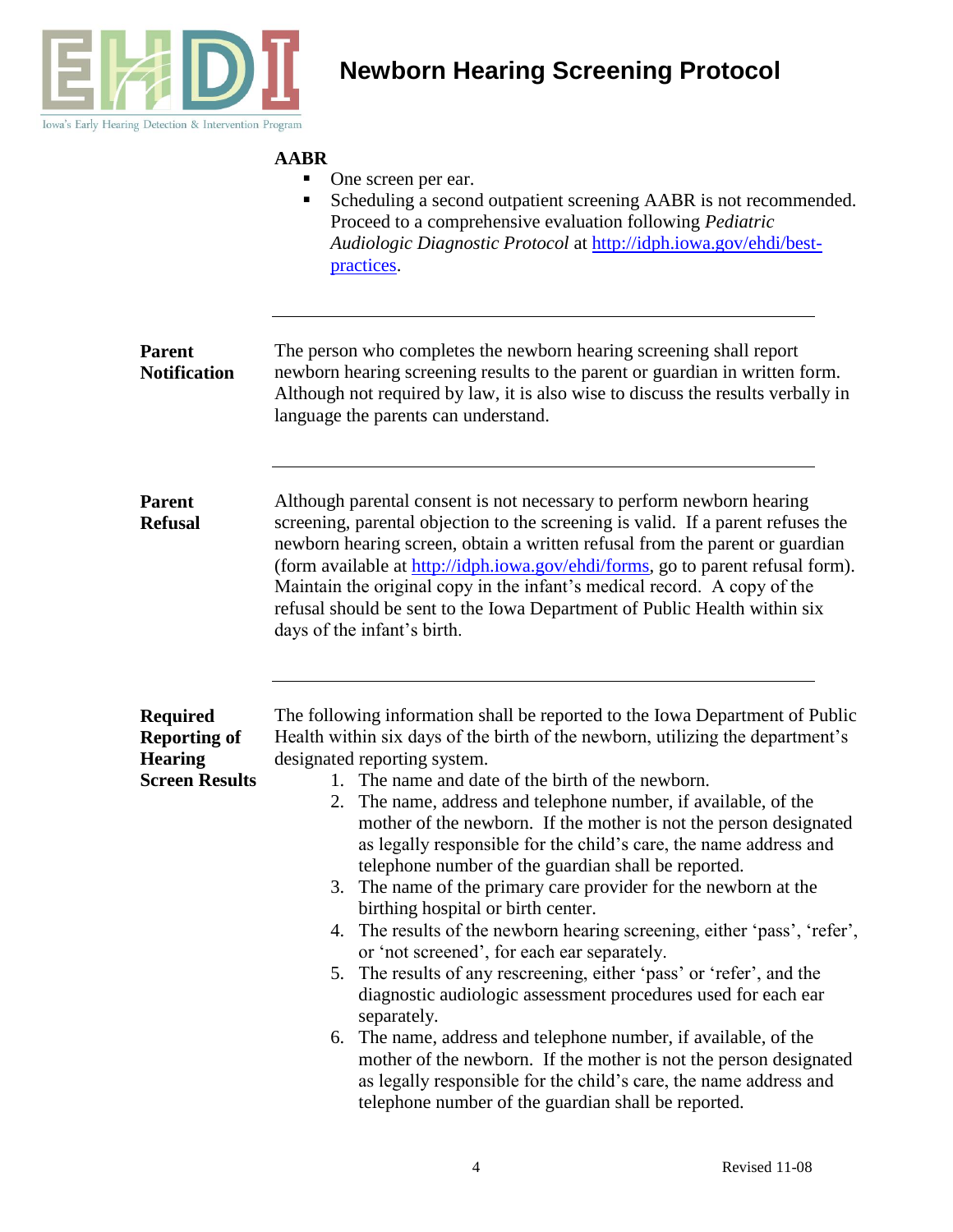**AABR**

- One screen per ear.
- Scheduling a second outpatient screening AABR is not recommended. Proceed to a comprehensive evaluation following *Pediatric Audiologic Diagnostic Protocol* at [http://idph.iowa.gov/ehdi/best-practices](http://idph.iowa.gov/ehdi/best-practices).

---

**Parent Notification**

The person who completes the newborn hearing screening shall report newborn hearing screening results to the parent or guardian in written form. Although not required by law, it is also wise to discuss the results verbally in language the parents can understand.

---

**Parent Refusal**

Although parental consent is not necessary to perform newborn hearing screening, parental objection to the screening is valid. If a parent refuses the newborn hearing screen, obtain a written refusal from the parent or guardian (form available at [http://idph.iowa.gov/ehdi/forms](http://idph.iowa.gov/ehdi/forms), go to parent refusal form). Maintain the original copy in the infant's medical record. A copy of the refusal should be sent to the Iowa Department of Public Health within six days of the infant's birth.

---

**Required Reporting of Hearing Screen Results**

The following information shall be reported to the Iowa Department of Public Health within six days of the birth of the newborn, utilizing the department's designated reporting system.

1. The name and date of the birth of the newborn.
2. The name, address and telephone number, if available, of the mother of the newborn. If the mother is not the person designated as legally responsible for the child's care, the name address and telephone number of the guardian shall be reported.
3. The name of the primary care provider for the newborn at the birthing hospital or birth center.
4. The results of the newborn hearing screening, either 'pass', 'refer', or 'not screened', for each ear separately.
5. The results of any rescreening, either 'pass' or 'refer', and the diagnostic audiologic assessment procedures used for each ear separately.
6. The name, address and telephone number, if available, of the mother of the newborn. If the mother is not the person designated as legally responsible for the child's care, the name address and telephone number of the guardian shall be reported.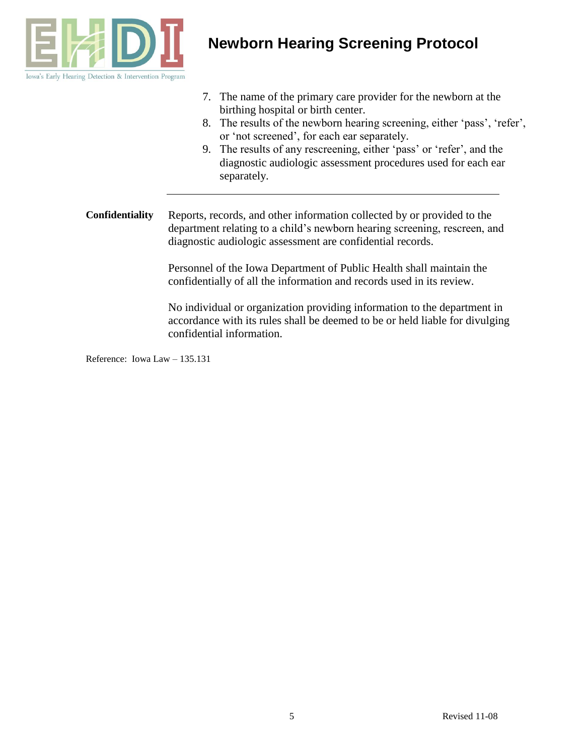7. The name of the primary care provider for the newborn at the birthing hospital or birth center.
8. The results of the newborn hearing screening, either 'pass', 'refer', or 'not screened', for each ear separately.
9. The results of any rescreening, either 'pass' or 'refer', and the diagnostic audiologic assessment procedures used for each ear separately.

---

**Confidentiality**

Reports, records, and other information collected by or provided to the department relating to a child's newborn hearing screening, rescreen, and diagnostic audiologic assessment are confidential records.

Personnel of the Iowa Department of Public Health shall maintain the confidentially of all the information and records used in its review.

No individual or organization providing information to the department in accordance with its rules shall be deemed to be or held liable for divulging confidential information.

Reference: Iowa Law – 135.131